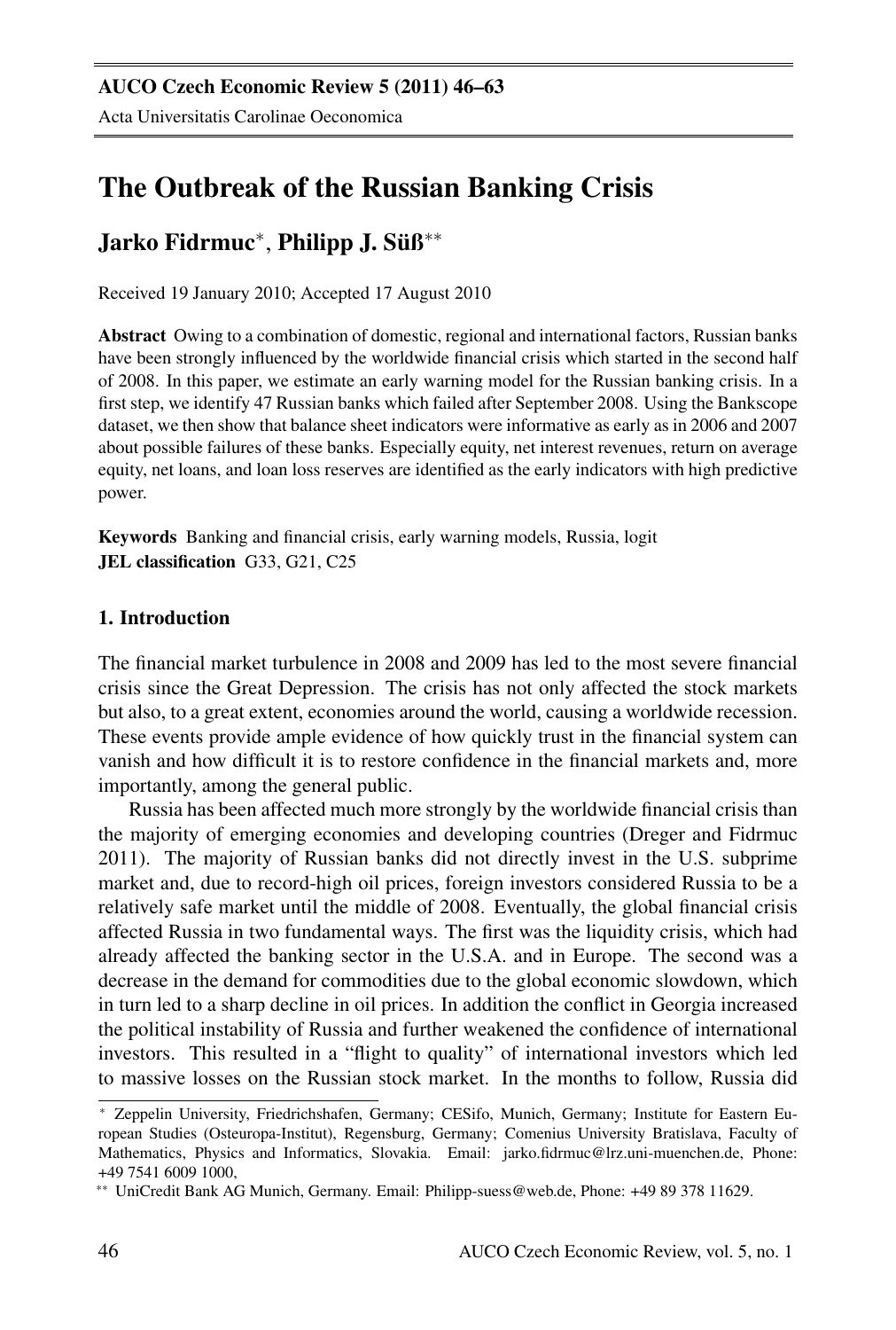# The Outbreak of the Russian Banking Crisis

## Jarko Fidrmuc[*], Philipp J. Süß[**]

Received 19 January 2010; Accepted 17 August 2010

**Abstract** Owing to a combination of domestic, regional and international factors, Russian banks have been strongly influenced by the worldwide financial crisis which started in the second half of 2008. In this paper, we estimate an early warning model for the Russian banking crisis. In a first step, we identify 47 Russian banks which failed after September 2008. Using the Bankscope dataset, we then show that balance sheet indicators were informative as early as in 2006 and 2007 about possible failures of these banks. Especially equity, net interest revenues, return on average equity, net loans, and loan loss reserves are identified as the early indicators with high predictive power.

**Keywords** Banking and financial crisis, early warning models, Russia, logit
**JEL classification** G33, G21, C25

### 1. Introduction

The financial market turbulence in 2008 and 2009 has led to the most severe financial crisis since the Great Depression. The crisis has not only affected the stock markets but also, to a great extent, economies around the world, causing a worldwide recession. These events provide ample evidence of how quickly trust in the financial system can vanish and how difficult it is to restore confidence in the financial markets and, more importantly, among the general public.

Russia has been affected much more strongly by the worldwide financial crisis than the majority of emerging economies and developing countries (Dreger and Fidrmuc 2011). The majority of Russian banks did not directly invest in the U.S. subprime market and, due to record-high oil prices, foreign investors considered Russia to be a relatively safe market until the middle of 2008. Eventually, the global financial crisis affected Russia in two fundamental ways. The first was the liquidity crisis, which had already affected the banking sector in the U.S.A. and in Europe. The second was a decrease in the demand for commodities due to the global economic slowdown, which in turn led to a sharp decline in oil prices. In addition the conflict in Georgia increased the political instability of Russia and further weakened the confidence of international investors. This resulted in a "flight to quality" of international investors which led to massive losses on the Russian stock market. In the months to follow, Russia did

---

[*] Zeppelin University, Friedrichshafen, Germany; CESifo, Munich, Germany; Institute for Eastern European Studies (Osteuropa-Institut), Regensburg, Germany; Comenius University Bratislava, Faculty of Mathematics, Physics and Informatics, Slovakia. Email: jarko.fidrmuc@lrz.uni-muenchen.de, Phone: +49 7541 6009 1000,

[**] UniCredit Bank AG Munich, Germany. Email: Philipp-suess@web.de, Phone: +49 89 378 11629.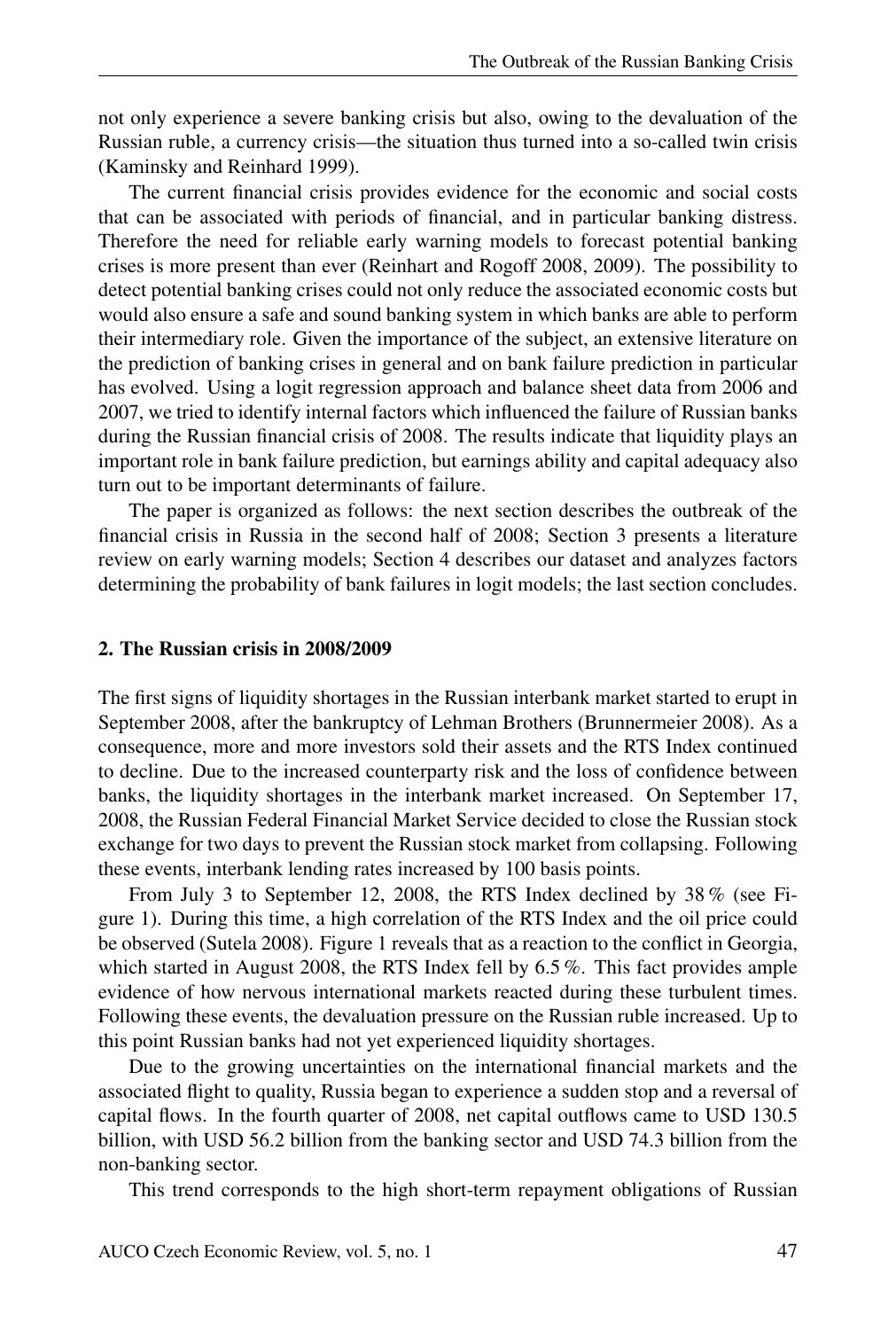not only experience a severe banking crisis but also, owing to the devaluation of the Russian ruble, a currency crisis—the situation thus turned into a so-called twin crisis (Kaminsky and Reinhard 1999).

The current financial crisis provides evidence for the economic and social costs that can be associated with periods of financial, and in particular banking distress. Therefore the need for reliable early warning models to forecast potential banking crises is more present than ever (Reinhart and Rogoff 2008, 2009). The possibility to detect potential banking crises could not only reduce the associated economic costs but would also ensure a safe and sound banking system in which banks are able to perform their intermediary role. Given the importance of the subject, an extensive literature on the prediction of banking crises in general and on bank failure prediction in particular has evolved. Using a logit regression approach and balance sheet data from 2006 and 2007, we tried to identify internal factors which influenced the failure of Russian banks during the Russian financial crisis of 2008. The results indicate that liquidity plays an important role in bank failure prediction, but earnings ability and capital adequacy also turn out to be important determinants of failure.

The paper is organized as follows: the next section describes the outbreak of the financial crisis in Russia in the second half of 2008; Section 3 presents a literature review on early warning models; Section 4 describes our dataset and analyzes factors determining the probability of bank failures in logit models; the last section concludes.

## 2. The Russian crisis in 2008/2009

The first signs of liquidity shortages in the Russian interbank market started to erupt in September 2008, after the bankruptcy of Lehman Brothers (Brunnermeier 2008). As a consequence, more and more investors sold their assets and the RTS Index continued to decline. Due to the increased counterparty risk and the loss of confidence between banks, the liquidity shortages in the interbank market increased. On September 17, 2008, the Russian Federal Financial Market Service decided to close the Russian stock exchange for two days to prevent the Russian stock market from collapsing. Following these events, interbank lending rates increased by 100 basis points.

From July 3 to September 12, 2008, the RTS Index declined by 38 % (see Figure 1). During this time, a high correlation of the RTS Index and the oil price could be observed (Sutela 2008). Figure 1 reveals that as a reaction to the conflict in Georgia, which started in August 2008, the RTS Index fell by 6.5 %. This fact provides ample evidence of how nervous international markets reacted during these turbulent times. Following these events, the devaluation pressure on the Russian ruble increased. Up to this point Russian banks had not yet experienced liquidity shortages.

Due to the growing uncertainties on the international financial markets and the associated flight to quality, Russia began to experience a sudden stop and a reversal of capital flows. In the fourth quarter of 2008, net capital outflows came to USD 130.5 billion, with USD 56.2 billion from the banking sector and USD 74.3 billion from the non-banking sector.

This trend corresponds to the high short-term repayment obligations of Russian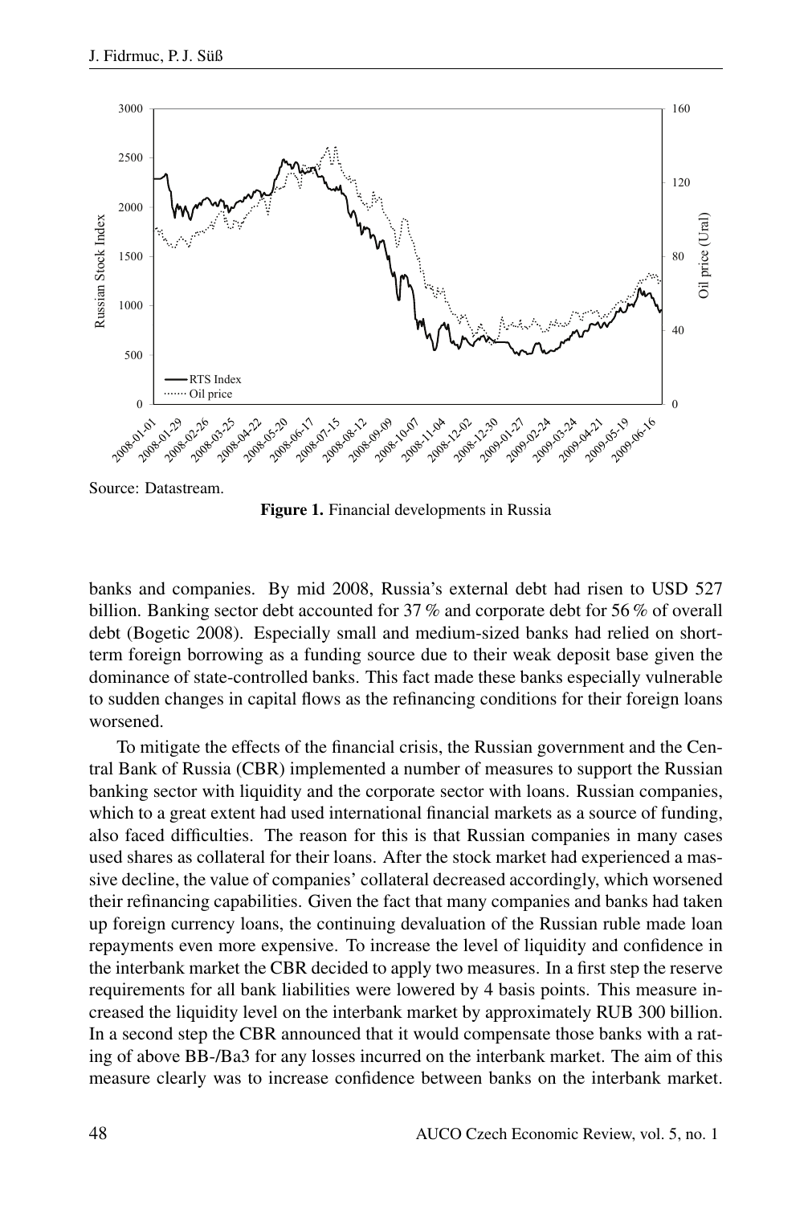Source: Datastream.

**Figure 1.** Financial developments in Russia

banks and companies. By mid 2008, Russia's external debt had risen to USD 527 billion. Banking sector debt accounted for 37 % and corporate debt for 56 % of overall debt (Bogetic 2008). Especially small and medium-sized banks had relied on short-term foreign borrowing as a funding source due to their weak deposit base given the dominance of state-controlled banks. This fact made these banks especially vulnerable to sudden changes in capital flows as the refinancing conditions for their foreign loans worsened.

To mitigate the effects of the financial crisis, the Russian government and the Central Bank of Russia (CBR) implemented a number of measures to support the Russian banking sector with liquidity and the corporate sector with loans. Russian companies, which to a great extent had used international financial markets as a source of funding, also faced difficulties. The reason for this is that Russian companies in many cases used shares as collateral for their loans. After the stock market had experienced a massive decline, the value of companies' collateral decreased accordingly, which worsened their refinancing capabilities. Given the fact that many companies and banks had taken up foreign currency loans, the continuing devaluation of the Russian ruble made loan repayments even more expensive. To increase the level of liquidity and confidence in the interbank market the CBR decided to apply two measures. In a first step the reserve requirements for all bank liabilities were lowered by 4 basis points. This measure increased the liquidity level on the interbank market by approximately RUB 300 billion. In a second step the CBR announced that it would compensate those banks with a rating of above BB-/Ba3 for any losses incurred on the interbank market. The aim of this measure clearly was to increase confidence between banks on the interbank market.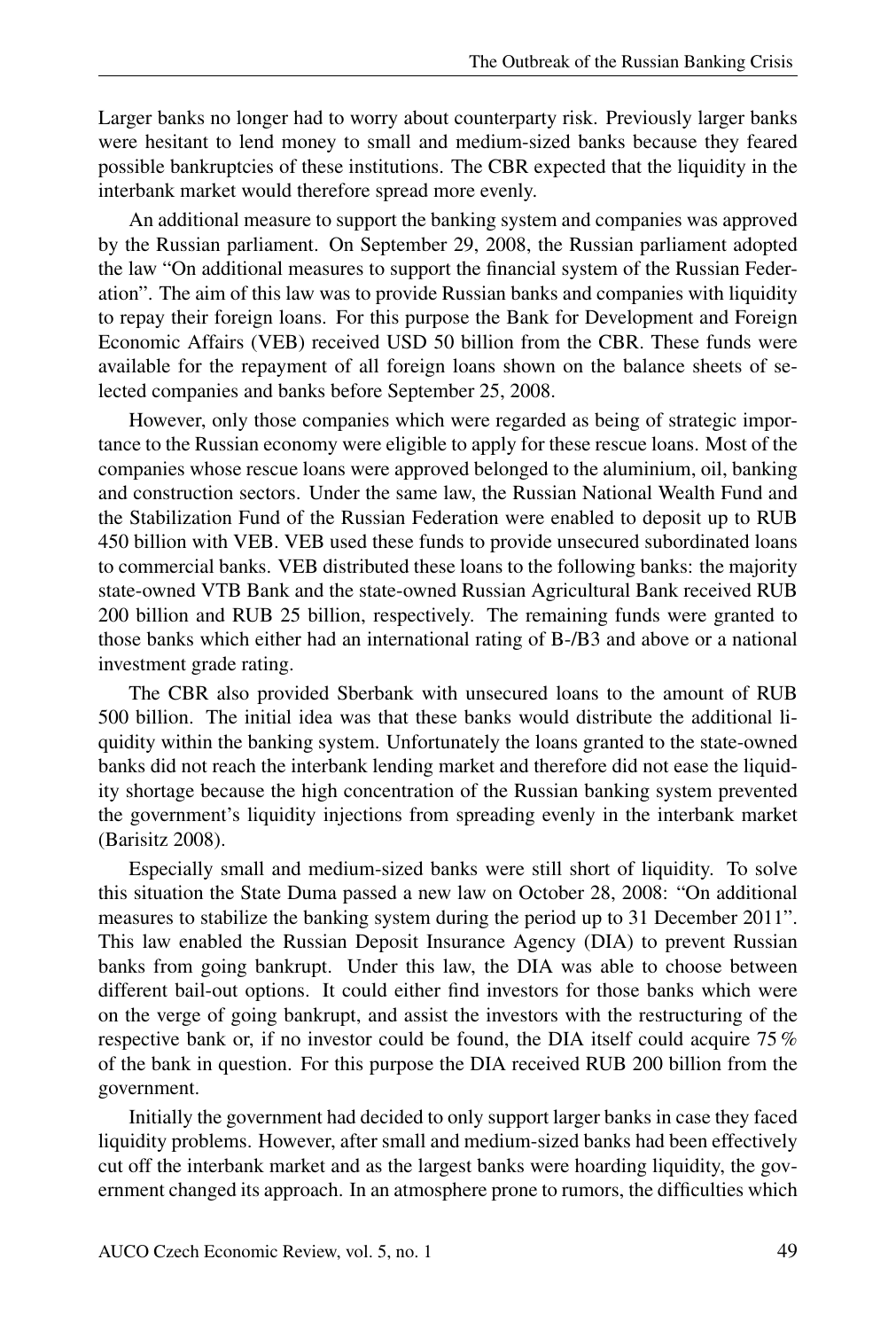Larger banks no longer had to worry about counterparty risk. Previously larger banks were hesitant to lend money to small and medium-sized banks because they feared possible bankruptcies of these institutions. The CBR expected that the liquidity in the interbank market would therefore spread more evenly.

An additional measure to support the banking system and companies was approved by the Russian parliament. On September 29, 2008, the Russian parliament adopted the law "On additional measures to support the financial system of the Russian Federation". The aim of this law was to provide Russian banks and companies with liquidity to repay their foreign loans. For this purpose the Bank for Development and Foreign Economic Affairs (VEB) received USD 50 billion from the CBR. These funds were available for the repayment of all foreign loans shown on the balance sheets of selected companies and banks before September 25, 2008.

However, only those companies which were regarded as being of strategic importance to the Russian economy were eligible to apply for these rescue loans. Most of the companies whose rescue loans were approved belonged to the aluminium, oil, banking and construction sectors. Under the same law, the Russian National Wealth Fund and the Stabilization Fund of the Russian Federation were enabled to deposit up to RUB 450 billion with VEB. VEB used these funds to provide unsecured subordinated loans to commercial banks. VEB distributed these loans to the following banks: the majority state-owned VTB Bank and the state-owned Russian Agricultural Bank received RUB 200 billion and RUB 25 billion, respectively. The remaining funds were granted to those banks which either had an international rating of B-/B3 and above or a national investment grade rating.

The CBR also provided Sberbank with unsecured loans to the amount of RUB 500 billion. The initial idea was that these banks would distribute the additional liquidity within the banking system. Unfortunately the loans granted to the state-owned banks did not reach the interbank lending market and therefore did not ease the liquidity shortage because the high concentration of the Russian banking system prevented the government's liquidity injections from spreading evenly in the interbank market (Barisitz 2008).

Especially small and medium-sized banks were still short of liquidity. To solve this situation the State Duma passed a new law on October 28, 2008: "On additional measures to stabilize the banking system during the period up to 31 December 2011". This law enabled the Russian Deposit Insurance Agency (DIA) to prevent Russian banks from going bankrupt. Under this law, the DIA was able to choose between different bail-out options. It could either find investors for those banks which were on the verge of going bankrupt, and assist the investors with the restructuring of the respective bank or, if no investor could be found, the DIA itself could acquire 75 % of the bank in question. For this purpose the DIA received RUB 200 billion from the government.

Initially the government had decided to only support larger banks in case they faced liquidity problems. However, after small and medium-sized banks had been effectively cut off the interbank market and as the largest banks were hoarding liquidity, the government changed its approach. In an atmosphere prone to rumors, the difficulties which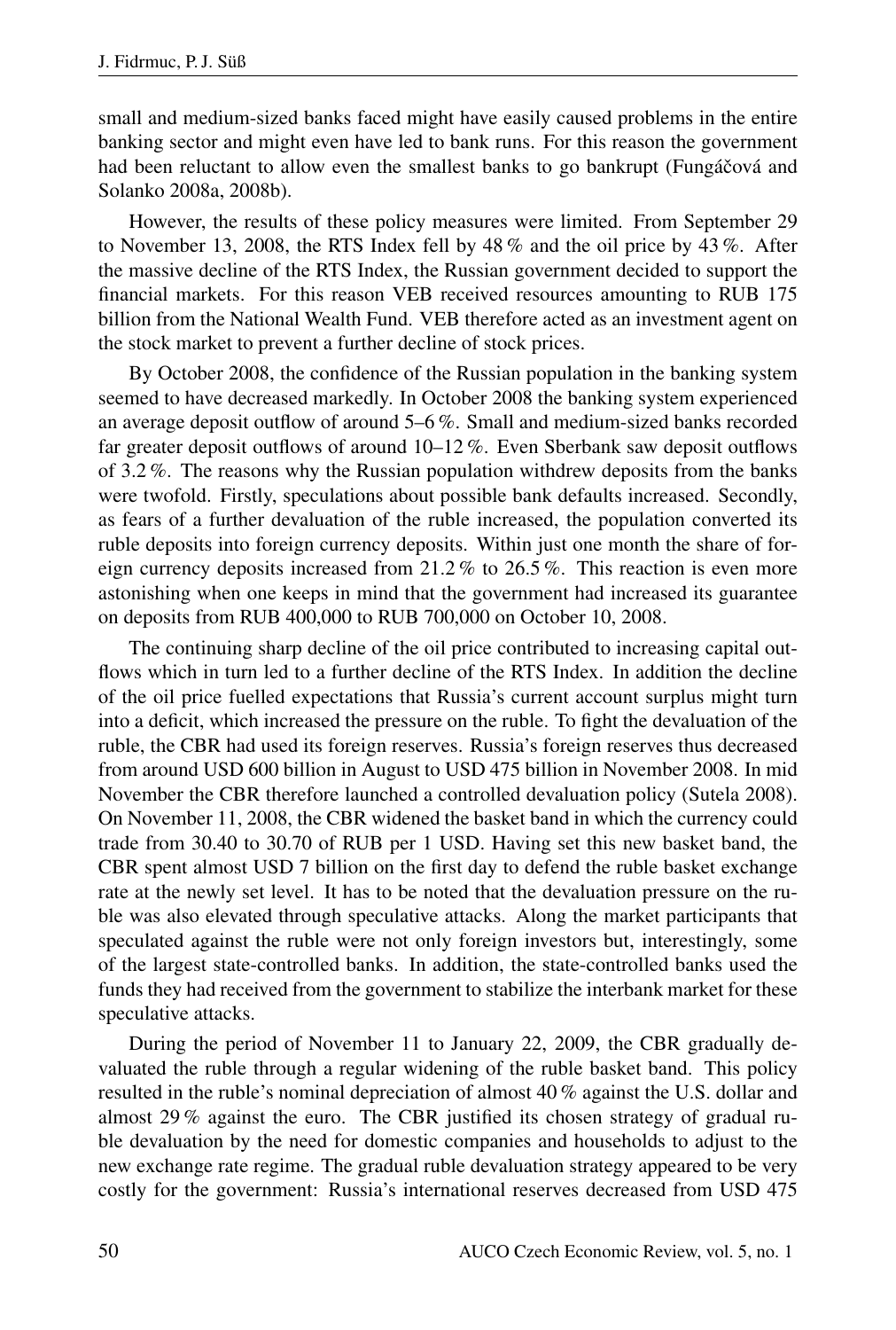small and medium-sized banks faced might have easily caused problems in the entire banking sector and might even have led to bank runs. For this reason the government had been reluctant to allow even the smallest banks to go bankrupt (Fungáčová and Solanko 2008a, 2008b).

However, the results of these policy measures were limited. From September 29 to November 13, 2008, the RTS Index fell by 48 % and the oil price by 43 %. After the massive decline of the RTS Index, the Russian government decided to support the financial markets. For this reason VEB received resources amounting to RUB 175 billion from the National Wealth Fund. VEB therefore acted as an investment agent on the stock market to prevent a further decline of stock prices.

By October 2008, the confidence of the Russian population in the banking system seemed to have decreased markedly. In October 2008 the banking system experienced an average deposit outflow of around 5–6 %. Small and medium-sized banks recorded far greater deposit outflows of around 10–12 %. Even Sberbank saw deposit outflows of 3.2 %. The reasons why the Russian population withdrew deposits from the banks were twofold. Firstly, speculations about possible bank defaults increased. Secondly, as fears of a further devaluation of the ruble increased, the population converted its ruble deposits into foreign currency deposits. Within just one month the share of foreign currency deposits increased from 21.2 % to 26.5 %. This reaction is even more astonishing when one keeps in mind that the government had increased its guarantee on deposits from RUB 400,000 to RUB 700,000 on October 10, 2008.

The continuing sharp decline of the oil price contributed to increasing capital outflows which in turn led to a further decline of the RTS Index. In addition the decline of the oil price fuelled expectations that Russia's current account surplus might turn into a deficit, which increased the pressure on the ruble. To fight the devaluation of the ruble, the CBR had used its foreign reserves. Russia's foreign reserves thus decreased from around USD 600 billion in August to USD 475 billion in November 2008. In mid November the CBR therefore launched a controlled devaluation policy (Sutela 2008). On November 11, 2008, the CBR widened the basket band in which the currency could trade from 30.40 to 30.70 of RUB per 1 USD. Having set this new basket band, the CBR spent almost USD 7 billion on the first day to defend the ruble basket exchange rate at the newly set level. It has to be noted that the devaluation pressure on the ruble was also elevated through speculative attacks. Along the market participants that speculated against the ruble were not only foreign investors but, interestingly, some of the largest state-controlled banks. In addition, the state-controlled banks used the funds they had received from the government to stabilize the interbank market for these speculative attacks.

During the period of November 11 to January 22, 2009, the CBR gradually devaluated the ruble through a regular widening of the ruble basket band. This policy resulted in the ruble's nominal depreciation of almost 40 % against the U.S. dollar and almost 29 % against the euro. The CBR justified its chosen strategy of gradual ruble devaluation by the need for domestic companies and households to adjust to the new exchange rate regime. The gradual ruble devaluation strategy appeared to be very costly for the government: Russia's international reserves decreased from USD 475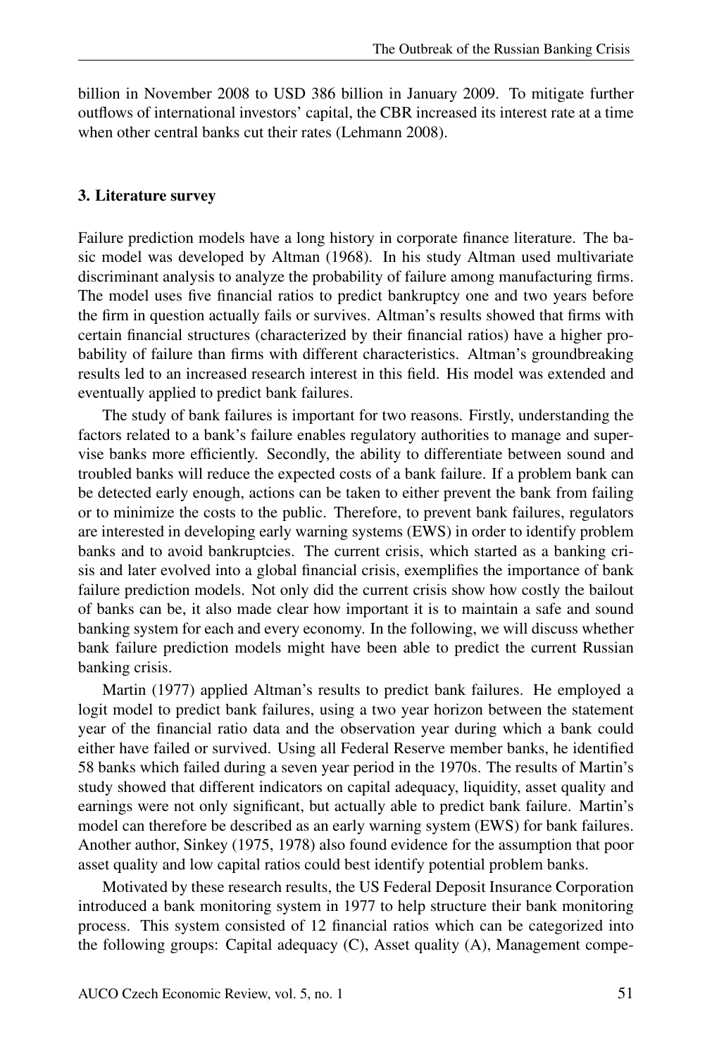billion in November 2008 to USD 386 billion in January 2009. To mitigate further outflows of international investors' capital, the CBR increased its interest rate at a time when other central banks cut their rates (Lehmann 2008).

## 3. Literature survey

Failure prediction models have a long history in corporate finance literature. The basic model was developed by Altman (1968). In his study Altman used multivariate discriminant analysis to analyze the probability of failure among manufacturing firms. The model uses five financial ratios to predict bankruptcy one and two years before the firm in question actually fails or survives. Altman's results showed that firms with certain financial structures (characterized by their financial ratios) have a higher probability of failure than firms with different characteristics. Altman's groundbreaking results led to an increased research interest in this field. His model was extended and eventually applied to predict bank failures.

The study of bank failures is important for two reasons. Firstly, understanding the factors related to a bank's failure enables regulatory authorities to manage and supervise banks more efficiently. Secondly, the ability to differentiate between sound and troubled banks will reduce the expected costs of a bank failure. If a problem bank can be detected early enough, actions can be taken to either prevent the bank from failing or to minimize the costs to the public. Therefore, to prevent bank failures, regulators are interested in developing early warning systems (EWS) in order to identify problem banks and to avoid bankruptcies. The current crisis, which started as a banking crisis and later evolved into a global financial crisis, exemplifies the importance of bank failure prediction models. Not only did the current crisis show how costly the bailout of banks can be, it also made clear how important it is to maintain a safe and sound banking system for each and every economy. In the following, we will discuss whether bank failure prediction models might have been able to predict the current Russian banking crisis.

Martin (1977) applied Altman's results to predict bank failures. He employed a logit model to predict bank failures, using a two year horizon between the statement year of the financial ratio data and the observation year during which a bank could either have failed or survived. Using all Federal Reserve member banks, he identified 58 banks which failed during a seven year period in the 1970s. The results of Martin's study showed that different indicators on capital adequacy, liquidity, asset quality and earnings were not only significant, but actually able to predict bank failure. Martin's model can therefore be described as an early warning system (EWS) for bank failures. Another author, Sinkey (1975, 1978) also found evidence for the assumption that poor asset quality and low capital ratios could best identify potential problem banks.

Motivated by these research results, the US Federal Deposit Insurance Corporation introduced a bank monitoring system in 1977 to help structure their bank monitoring process. This system consisted of 12 financial ratios which can be categorized into the following groups: Capital adequacy (C), Asset quality (A), Management compe-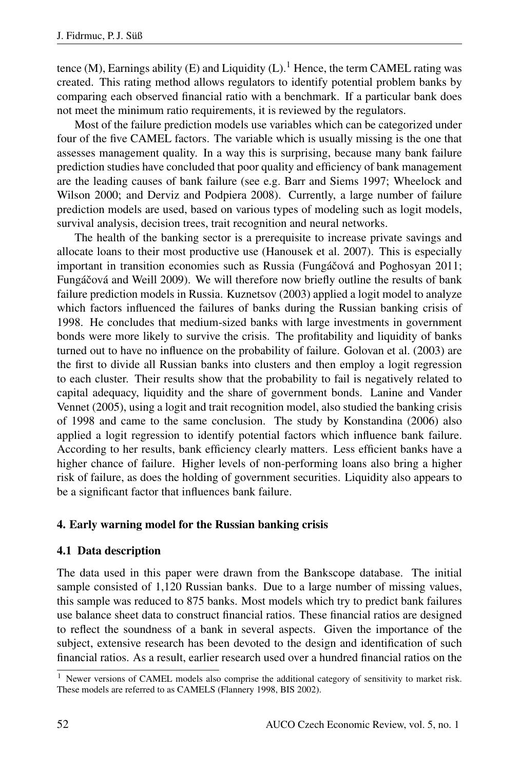tence (M), Earnings ability (E) and Liquidity (L).[1] Hence, the term CAMEL rating was created. This rating method allows regulators to identify potential problem banks by comparing each observed financial ratio with a benchmark. If a particular bank does not meet the minimum ratio requirements, it is reviewed by the regulators.

Most of the failure prediction models use variables which can be categorized under four of the five CAMEL factors. The variable which is usually missing is the one that assesses management quality. In a way this is surprising, because many bank failure prediction studies have concluded that poor quality and efficiency of bank management are the leading causes of bank failure (see e.g. Barr and Siems 1997; Wheelock and Wilson 2000; and Derviz and Podpiera 2008). Currently, a large number of failure prediction models are used, based on various types of modeling such as logit models, survival analysis, decision trees, trait recognition and neural networks.

The health of the banking sector is a prerequisite to increase private savings and allocate loans to their most productive use (Hanousek et al. 2007). This is especially important in transition economies such as Russia (Fungáčová and Poghosyan 2011; Fungáčová and Weill 2009). We will therefore now briefly outline the results of bank failure prediction models in Russia. Kuznetsov (2003) applied a logit model to analyze which factors influenced the failures of banks during the Russian banking crisis of 1998. He concludes that medium-sized banks with large investments in government bonds were more likely to survive the crisis. The profitability and liquidity of banks turned out to have no influence on the probability of failure. Golovan et al. (2003) are the first to divide all Russian banks into clusters and then employ a logit regression to each cluster. Their results show that the probability to fail is negatively related to capital adequacy, liquidity and the share of government bonds. Lanine and Vander Vennet (2005), using a logit and trait recognition model, also studied the banking crisis of 1998 and came to the same conclusion. The study by Konstandina (2006) also applied a logit regression to identify potential factors which influence bank failure. According to her results, bank efficiency clearly matters. Less efficient banks have a higher chance of failure. Higher levels of non-performing loans also bring a higher risk of failure, as does the holding of government securities. Liquidity also appears to be a significant factor that influences bank failure.

## 4. Early warning model for the Russian banking crisis

### 4.1 Data description

The data used in this paper were drawn from the Bankscope database. The initial sample consisted of 1,120 Russian banks. Due to a large number of missing values, this sample was reduced to 875 banks. Most models which try to predict bank failures use balance sheet data to construct financial ratios. These financial ratios are designed to reflect the soundness of a bank in several aspects. Given the importance of the subject, extensive research has been devoted to the design and identification of such financial ratios. As a result, earlier research used over a hundred financial ratios on the

[1] Newer versions of CAMEL models also comprise the additional category of sensitivity to market risk. These models are referred to as CAMELS (Flannery 1998, BIS 2002).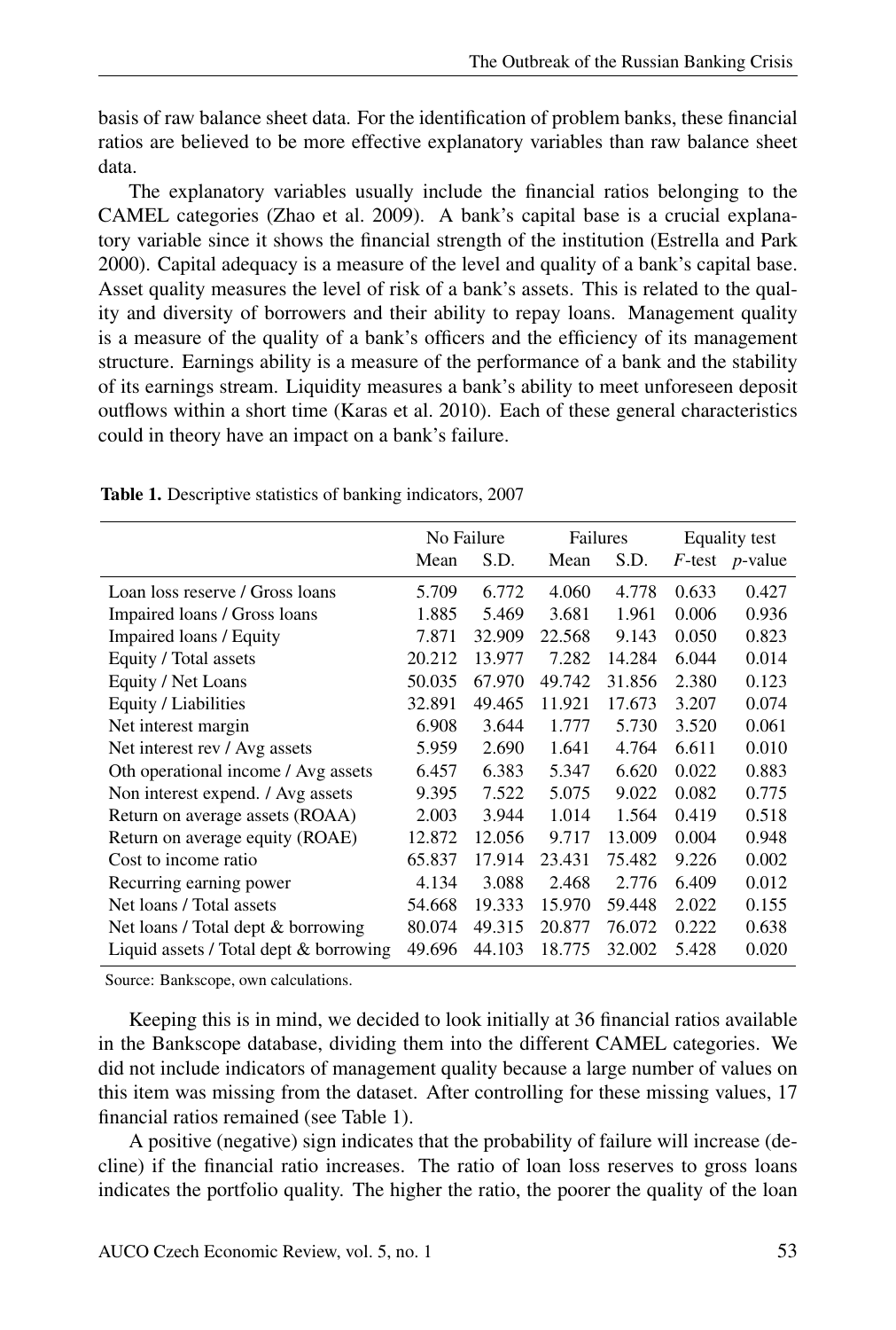basis of raw balance sheet data. For the identification of problem banks, these financial ratios are believed to be more effective explanatory variables than raw balance sheet data.

The explanatory variables usually include the financial ratios belonging to the CAMEL categories (Zhao et al. 2009). A bank's capital base is a crucial explanatory variable since it shows the financial strength of the institution (Estrella and Park 2000). Capital adequacy is a measure of the level and quality of a bank's capital base. Asset quality measures the level of risk of a bank's assets. This is related to the quality and diversity of borrowers and their ability to repay loans. Management quality is a measure of the quality of a bank's officers and the efficiency of its management structure. Earnings ability is a measure of the performance of a bank and the stability of its earnings stream. Liquidity measures a bank's ability to meet unforeseen deposit outflows within a short time (Karas et al. 2010). Each of these general characteristics could in theory have an impact on a bank's failure.

**Table 1.** Descriptive statistics of banking indicators, 2007

| | No Failure | | Failures | | Equality test | |
|---|---|---|---|---|---|---|
| | Mean | S.D. | Mean | S.D. | *F*-test | *p*-value |
| Loan loss reserve / Gross loans | 5.709 | 6.772 | 4.060 | 4.778 | 0.633 | 0.427 |
| Impaired loans / Gross loans | 1.885 | 5.469 | 3.681 | 1.961 | 0.006 | 0.936 |
| Impaired loans / Equity | 7.871 | 32.909 | 22.568 | 9.143 | 0.050 | 0.823 |
| Equity / Total assets | 20.212 | 13.977 | 7.282 | 14.284 | 6.044 | 0.014 |
| Equity / Net Loans | 50.035 | 67.970 | 49.742 | 31.856 | 2.380 | 0.123 |
| Equity / Liabilities | 32.891 | 49.465 | 11.921 | 17.673 | 3.207 | 0.074 |
| Net interest margin | 6.908 | 3.644 | 1.777 | 5.730 | 3.520 | 0.061 |
| Net interest rev / Avg assets | 5.959 | 2.690 | 1.641 | 4.764 | 6.611 | 0.010 |
| Oth operational income / Avg assets | 6.457 | 6.383 | 5.347 | 6.620 | 0.022 | 0.883 |
| Non interest expend. / Avg assets | 9.395 | 7.522 | 5.075 | 9.022 | 0.082 | 0.775 |
| Return on average assets (ROAA) | 2.003 | 3.944 | 1.014 | 1.564 | 0.419 | 0.518 |
| Return on average equity (ROAE) | 12.872 | 12.056 | 9.717 | 13.009 | 0.004 | 0.948 |
| Cost to income ratio | 65.837 | 17.914 | 23.431 | 75.482 | 9.226 | 0.002 |
| Recurring earning power | 4.134 | 3.088 | 2.468 | 2.776 | 6.409 | 0.012 |
| Net loans / Total assets | 54.668 | 19.333 | 15.970 | 59.448 | 2.022 | 0.155 |
| Net loans / Total dept & borrowing | 80.074 | 49.315 | 20.877 | 76.072 | 0.222 | 0.638 |
| Liquid assets / Total dept & borrowing | 49.696 | 44.103 | 18.775 | 32.002 | 5.428 | 0.020 |

Source: Bankscope, own calculations.

Keeping this is in mind, we decided to look initially at 36 financial ratios available in the Bankscope database, dividing them into the different CAMEL categories. We did not include indicators of management quality because a large number of values on this item was missing from the dataset. After controlling for these missing values, 17 financial ratios remained (see Table 1).

A positive (negative) sign indicates that the probability of failure will increase (decline) if the financial ratio increases. The ratio of loan loss reserves to gross loans indicates the portfolio quality. The higher the ratio, the poorer the quality of the loan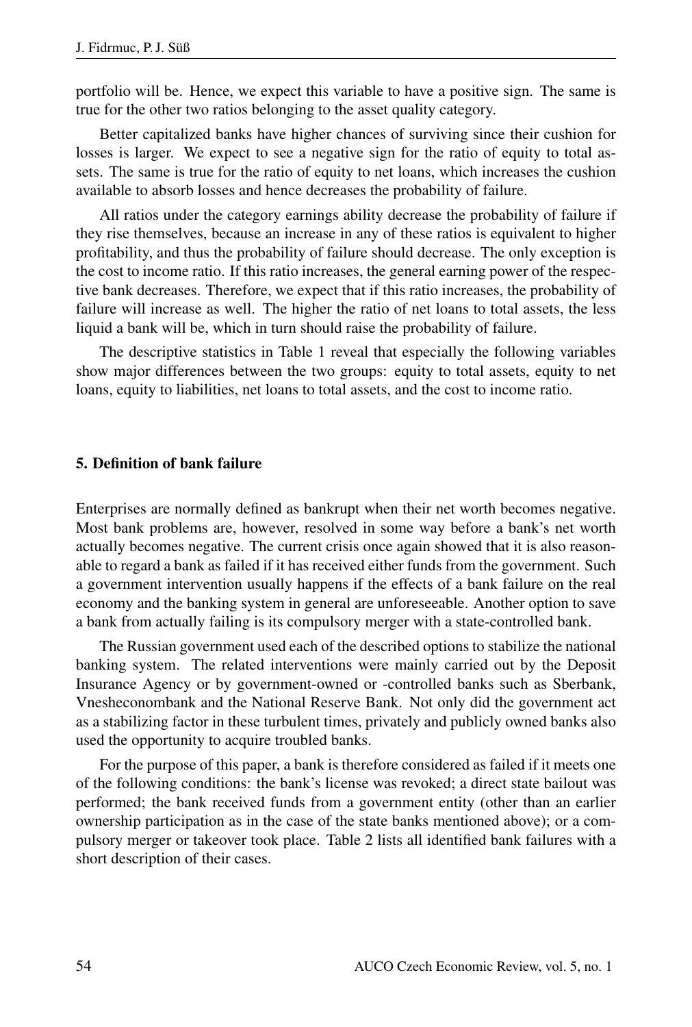portfolio will be. Hence, we expect this variable to have a positive sign. The same is true for the other two ratios belonging to the asset quality category.

Better capitalized banks have higher chances of surviving since their cushion for losses is larger. We expect to see a negative sign for the ratio of equity to total assets. The same is true for the ratio of equity to net loans, which increases the cushion available to absorb losses and hence decreases the probability of failure.

All ratios under the category earnings ability decrease the probability of failure if they rise themselves, because an increase in any of these ratios is equivalent to higher profitability, and thus the probability of failure should decrease. The only exception is the cost to income ratio. If this ratio increases, the general earning power of the respective bank decreases. Therefore, we expect that if this ratio increases, the probability of failure will increase as well. The higher the ratio of net loans to total assets, the less liquid a bank will be, which in turn should raise the probability of failure.

The descriptive statistics in Table 1 reveal that especially the following variables show major differences between the two groups: equity to total assets, equity to net loans, equity to liabilities, net loans to total assets, and the cost to income ratio.

## 5. Definition of bank failure

Enterprises are normally defined as bankrupt when their net worth becomes negative. Most bank problems are, however, resolved in some way before a bank's net worth actually becomes negative. The current crisis once again showed that it is also reasonable to regard a bank as failed if it has received either funds from the government. Such a government intervention usually happens if the effects of a bank failure on the real economy and the banking system in general are unforeseeable. Another option to save a bank from actually failing is its compulsory merger with a state-controlled bank.

The Russian government used each of the described options to stabilize the national banking system. The related interventions were mainly carried out by the Deposit Insurance Agency or by government-owned or -controlled banks such as Sberbank, Vnesheconombank and the National Reserve Bank. Not only did the government act as a stabilizing factor in these turbulent times, privately and publicly owned banks also used the opportunity to acquire troubled banks.

For the purpose of this paper, a bank is therefore considered as failed if it meets one of the following conditions: the bank's license was revoked; a direct state bailout was performed; the bank received funds from a government entity (other than an earlier ownership participation as in the case of the state banks mentioned above); or a compulsory merger or takeover took place. Table 2 lists all identified bank failures with a short description of their cases.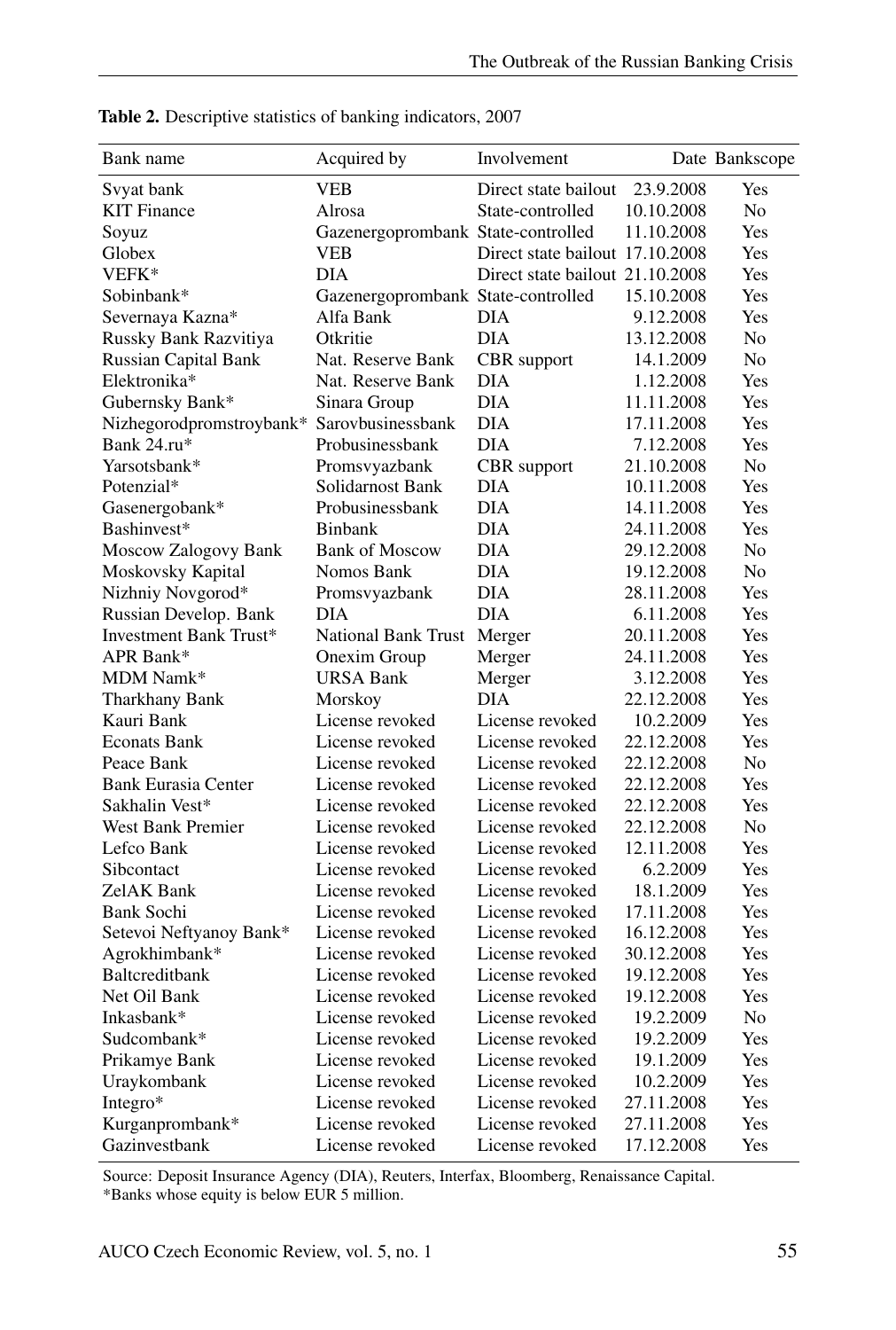**Table 2.** Descriptive statistics of banking indicators, 2007

| Bank name | Acquired by | Involvement | Date | Bankscope |
|---|---|---|---|---|
| Svyat bank | VEB | Direct state bailout | 23.9.2008 | Yes |
| KIT Finance | Alrosa | State-controlled | 10.10.2008 | No |
| Soyuz | Gazenergoprombank | State-controlled | 11.10.2008 | Yes |
| Globex | VEB | Direct state bailout | 17.10.2008 | Yes |
| VEFK* | DIA | Direct state bailout | 21.10.2008 | Yes |
| Sobinbank* | Gazenergoprombank | State-controlled | 15.10.2008 | Yes |
| Severnaya Kazna* | Alfa Bank | DIA | 9.12.2008 | Yes |
| Russky Bank Razvitiya | Otkritie | DIA | 13.12.2008 | No |
| Russian Capital Bank | Nat. Reserve Bank | CBR support | 14.1.2009 | No |
| Elektronika* | Nat. Reserve Bank | DIA | 1.12.2008 | Yes |
| Gubernsky Bank* | Sinara Group | DIA | 11.11.2008 | Yes |
| Nizhegorodpromstroybank* | Sarovbusinessbank | DIA | 17.11.2008 | Yes |
| Bank 24.ru* | Probusinessbank | DIA | 7.12.2008 | Yes |
| Yarsotsbank* | Promsvyazbank | CBR support | 21.10.2008 | No |
| Potenzial* | Solidarnost Bank | DIA | 10.11.2008 | Yes |
| Gasenergobank* | Probusinessbank | DIA | 14.11.2008 | Yes |
| Bashinvest* | Binbank | DIA | 24.11.2008 | Yes |
| Moscow Zalogovy Bank | Bank of Moscow | DIA | 29.12.2008 | No |
| Moskovsky Kapital | Nomos Bank | DIA | 19.12.2008 | No |
| Nizhniy Novgorod* | Promsvyazbank | DIA | 28.11.2008 | Yes |
| Russian Develop. Bank | DIA | DIA | 6.11.2008 | Yes |
| Investment Bank Trust* | National Bank Trust | Merger | 20.11.2008 | Yes |
| APR Bank* | Onexim Group | Merger | 24.11.2008 | Yes |
| MDM Namk* | URSA Bank | Merger | 3.12.2008 | Yes |
| Tharkhany Bank | Morskoy | DIA | 22.12.2008 | Yes |
| Kauri Bank | License revoked | License revoked | 10.2.2009 | Yes |
| Econats Bank | License revoked | License revoked | 22.12.2008 | Yes |
| Peace Bank | License revoked | License revoked | 22.12.2008 | No |
| Bank Eurasia Center | License revoked | License revoked | 22.12.2008 | Yes |
| Sakhalin Vest* | License revoked | License revoked | 22.12.2008 | Yes |
| West Bank Premier | License revoked | License revoked | 22.12.2008 | No |
| Lefco Bank | License revoked | License revoked | 12.11.2008 | Yes |
| Sibcontact | License revoked | License revoked | 6.2.2009 | Yes |
| ZelAK Bank | License revoked | License revoked | 18.1.2009 | Yes |
| Bank Sochi | License revoked | License revoked | 17.11.2008 | Yes |
| Setevoi Neftyanoy Bank* | License revoked | License revoked | 16.12.2008 | Yes |
| Agrokhimbank* | License revoked | License revoked | 30.12.2008 | Yes |
| Baltcreditbank | License revoked | License revoked | 19.12.2008 | Yes |
| Net Oil Bank | License revoked | License revoked | 19.12.2008 | Yes |
| Inkasbank* | License revoked | License revoked | 19.2.2009 | No |
| Sudcombank* | License revoked | License revoked | 19.2.2009 | Yes |
| Prikamye Bank | License revoked | License revoked | 19.1.2009 | Yes |
| Uraykombank | License revoked | License revoked | 10.2.2009 | Yes |
| Integro* | License revoked | License revoked | 27.11.2008 | Yes |
| Kurganprombank* | License revoked | License revoked | 27.11.2008 | Yes |
| Gazinvestbank | License revoked | License revoked | 17.12.2008 | Yes |

Source: Deposit Insurance Agency (DIA), Reuters, Interfax, Bloomberg, Renaissance Capital.
*Banks whose equity is below EUR 5 million.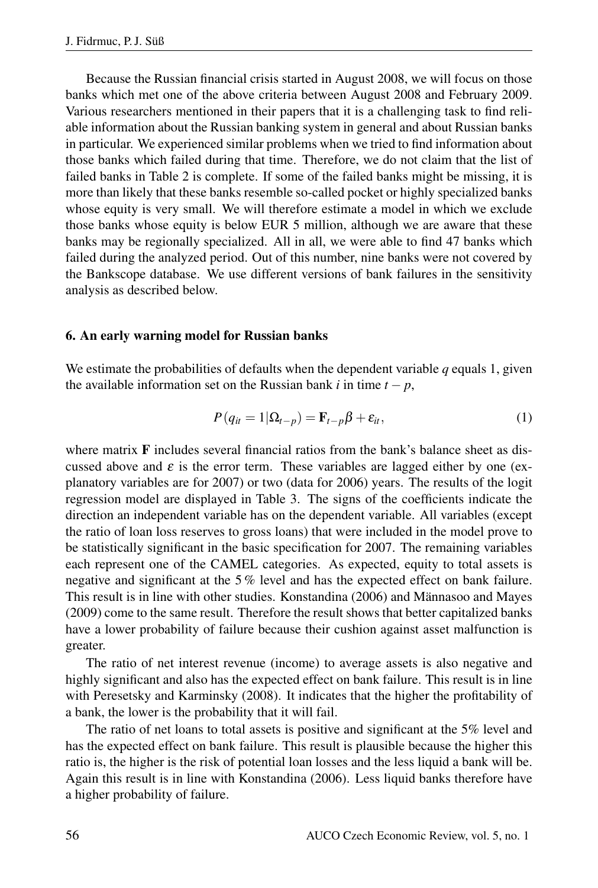Because the Russian financial crisis started in August 2008, we will focus on those banks which met one of the above criteria between August 2008 and February 2009. Various researchers mentioned in their papers that it is a challenging task to find reliable information about the Russian banking system in general and about Russian banks in particular. We experienced similar problems when we tried to find information about those banks which failed during that time. Therefore, we do not claim that the list of failed banks in Table 2 is complete. If some of the failed banks might be missing, it is more than likely that these banks resemble so-called pocket or highly specialized banks whose equity is very small. We will therefore estimate a model in which we exclude those banks whose equity is below EUR 5 million, although we are aware that these banks may be regionally specialized. All in all, we were able to find 47 banks which failed during the analyzed period. Out of this number, nine banks were not covered by the Bankscope database. We use different versions of bank failures in the sensitivity analysis as described below.

## 6. An early warning model for Russian banks

We estimate the probabilities of defaults when the dependent variable $q$ equals 1, given the available information set on the Russian bank $i$ in time $t-p$,

$$P(q_{it} = 1|\Omega_{t-p}) = \mathbf{F}_{t-p}\beta + \varepsilon_{it}, \tag{1}$$

where matrix $\mathbf{F}$ includes several financial ratios from the bank's balance sheet as discussed above and $\varepsilon$ is the error term. These variables are lagged either by one (explanatory variables are for 2007) or two (data for 2006) years. The results of the logit regression model are displayed in Table 3. The signs of the coefficients indicate the direction an independent variable has on the dependent variable. All variables (except the ratio of loan loss reserves to gross loans) that were included in the model prove to be statistically significant in the basic specification for 2007. The remaining variables each represent one of the CAMEL categories. As expected, equity to total assets is negative and significant at the 5 % level and has the expected effect on bank failure. This result is in line with other studies. Konstandina (2006) and Männasoo and Mayes (2009) come to the same result. Therefore the result shows that better capitalized banks have a lower probability of failure because their cushion against asset malfunction is greater.

The ratio of net interest revenue (income) to average assets is also negative and highly significant and also has the expected effect on bank failure. This result is in line with Peresetsky and Karminsky (2008). It indicates that the higher the profitability of a bank, the lower is the probability that it will fail.

The ratio of net loans to total assets is positive and significant at the 5% level and has the expected effect on bank failure. This result is plausible because the higher this ratio is, the higher is the risk of potential loan losses and the less liquid a bank will be. Again this result is in line with Konstandina (2006). Less liquid banks therefore have a higher probability of failure.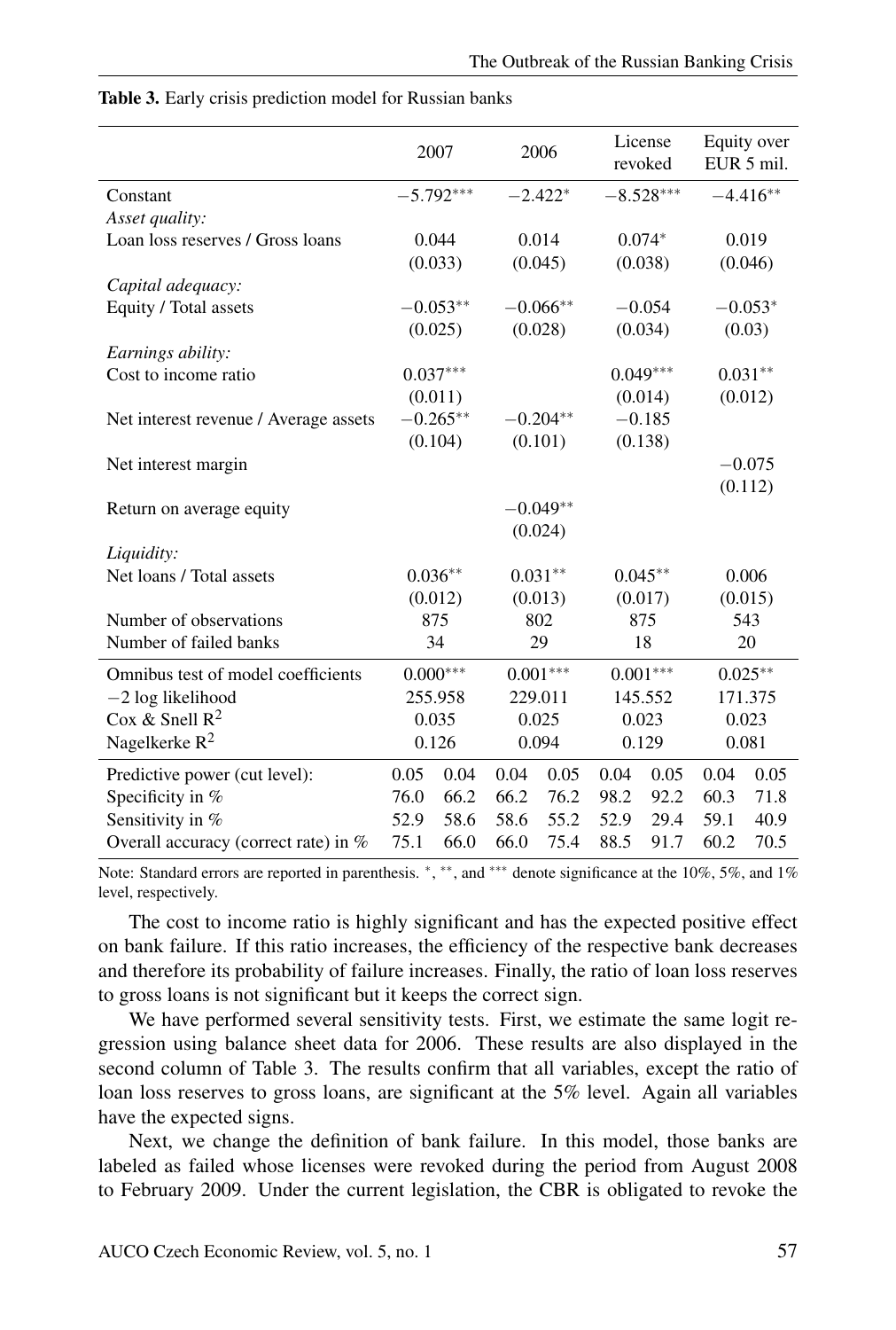**Table 3.** Early crisis prediction model for Russian banks

| | 2007 | | 2006 | | License revoked | | Equity over EUR 5 mil. | |
|---|---|---|---|---|---|---|---|---|
| Constant | $-5.792^{***}$ | | $-2.422^{*}$ | | $-8.528^{***}$ | | $-4.416^{**}$ | |
| *Asset quality:* | | | | | | | | |
| Loan loss reserves / Gross loans | 0.044 | | 0.014 | | $0.074^{*}$ | | 0.019 | |
| | (0.033) | | (0.045) | | (0.038) | | (0.046) | |
| *Capital adequacy:* | | | | | | | | |
| Equity / Total assets | $-0.053^{**}$ | | $-0.066^{**}$ | | $-0.054$ | | $-0.053^{*}$ | |
| | (0.025) | | (0.028) | | (0.034) | | (0.03) | |
| *Earnings ability:* | | | | | | | | |
| Cost to income ratio | $0.037^{***}$ | | | | $0.049^{***}$ | | $0.031^{**}$ | |
| | (0.011) | | | | (0.014) | | (0.012) | |
| Net interest revenue / Average assets | $-0.265^{**}$ | | $-0.204^{**}$ | | $-0.185$ | | | |
| | (0.104) | | (0.101) | | (0.138) | | | |
| Net interest margin | | | | | | | $-0.075$ | |
| | | | | | | | (0.112) | |
| Return on average equity | | | $-0.049^{**}$ | | | | | |
| | | | (0.024) | | | | | |
| *Liquidity:* | | | | | | | | |
| Net loans / Total assets | $0.036^{**}$ | | $0.031^{**}$ | | $0.045^{**}$ | | 0.006 | |
| | (0.012) | | (0.013) | | (0.017) | | (0.015) | |
| Number of observations | 875 | | 802 | | 875 | | 543 | |
| Number of failed banks | 34 | | 29 | | 18 | | 20 | |
| Omnibus test of model coefficients | $0.000^{***}$ | | $0.001^{***}$ | | $0.001^{***}$ | | $0.025^{**}$ | |
| $-2$ log likelihood | 255.958 | | 229.011 | | 145.552 | | 171.375 | |
| Cox & Snell $R^2$ | 0.035 | | 0.025 | | 0.023 | | 0.023 | |
| Nagelkerke $R^2$ | 0.126 | | 0.094 | | 0.129 | | 0.081 | |
| Predictive power (cut level): | 0.05 | 0.04 | 0.04 | 0.05 | 0.04 | 0.05 | 0.04 | 0.05 |
| Specificity in % | 76.0 | 66.2 | 66.2 | 76.2 | 98.2 | 92.2 | 60.3 | 71.8 |
| Sensitivity in % | 52.9 | 58.6 | 58.6 | 55.2 | 52.9 | 29.4 | 59.1 | 40.9 |
| Overall accuracy (correct rate) in % | 75.1 | 66.0 | 66.0 | 75.4 | 88.5 | 91.7 | 60.2 | 70.5 |

Note: Standard errors are reported in parenthesis. *, **, and *** denote significance at the 10%, 5%, and 1% level, respectively.

The cost to income ratio is highly significant and has the expected positive effect on bank failure. If this ratio increases, the efficiency of the respective bank decreases and therefore its probability of failure increases. Finally, the ratio of loan loss reserves to gross loans is not significant but it keeps the correct sign.

We have performed several sensitivity tests. First, we estimate the same logit regression using balance sheet data for 2006. These results are also displayed in the second column of Table 3. The results confirm that all variables, except the ratio of loan loss reserves to gross loans, are significant at the 5% level. Again all variables have the expected signs.

Next, we change the definition of bank failure. In this model, those banks are labeled as failed whose licenses were revoked during the period from August 2008 to February 2009. Under the current legislation, the CBR is obligated to revoke the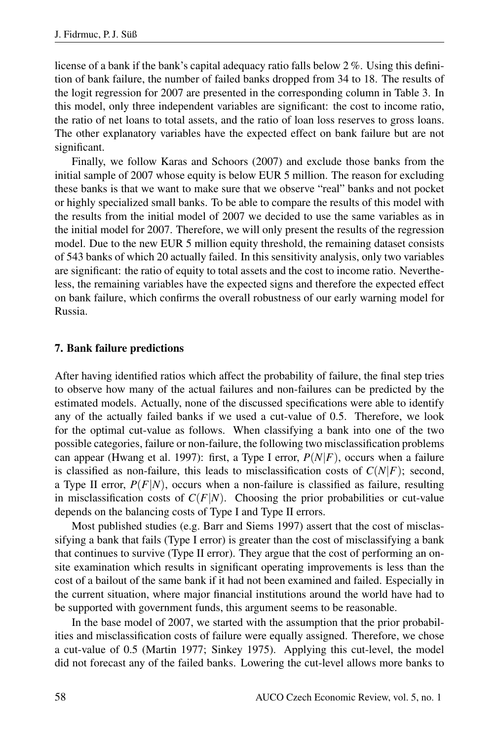license of a bank if the bank's capital adequacy ratio falls below 2 %. Using this definition of bank failure, the number of failed banks dropped from 34 to 18. The results of the logit regression for 2007 are presented in the corresponding column in Table 3. In this model, only three independent variables are significant: the cost to income ratio, the ratio of net loans to total assets, and the ratio of loan loss reserves to gross loans. The other explanatory variables have the expected effect on bank failure but are not significant.

Finally, we follow Karas and Schoors (2007) and exclude those banks from the initial sample of 2007 whose equity is below EUR 5 million. The reason for excluding these banks is that we want to make sure that we observe "real" banks and not pocket or highly specialized small banks. To be able to compare the results of this model with the results from the initial model of 2007 we decided to use the same variables as in the initial model for 2007. Therefore, we will only present the results of the regression model. Due to the new EUR 5 million equity threshold, the remaining dataset consists of 543 banks of which 20 actually failed. In this sensitivity analysis, only two variables are significant: the ratio of equity to total assets and the cost to income ratio. Nevertheless, the remaining variables have the expected signs and therefore the expected effect on bank failure, which confirms the overall robustness of our early warning model for Russia.

## 7. Bank failure predictions

After having identified ratios which affect the probability of failure, the final step tries to observe how many of the actual failures and non-failures can be predicted by the estimated models. Actually, none of the discussed specifications were able to identify any of the actually failed banks if we used a cut-value of 0.5. Therefore, we look for the optimal cut-value as follows. When classifying a bank into one of the two possible categories, failure or non-failure, the following two misclassification problems can appear (Hwang et al. 1997): first, a Type I error, $P(N|F)$, occurs when a failure is classified as non-failure, this leads to misclassification costs of $C(N|F)$; second, a Type II error, $P(F|N)$, occurs when a non-failure is classified as failure, resulting in misclassification costs of $C(F|N)$. Choosing the prior probabilities or cut-value depends on the balancing costs of Type I and Type II errors.

Most published studies (e.g. Barr and Siems 1997) assert that the cost of misclassifying a bank that fails (Type I error) is greater than the cost of misclassifying a bank that continues to survive (Type II error). They argue that the cost of performing an on-site examination which results in significant operating improvements is less than the cost of a bailout of the same bank if it had not been examined and failed. Especially in the current situation, where major financial institutions around the world have had to be supported with government funds, this argument seems to be reasonable.

In the base model of 2007, we started with the assumption that the prior probabilities and misclassification costs of failure were equally assigned. Therefore, we chose a cut-value of 0.5 (Martin 1977; Sinkey 1975). Applying this cut-level, the model did not forecast any of the failed banks. Lowering the cut-level allows more banks to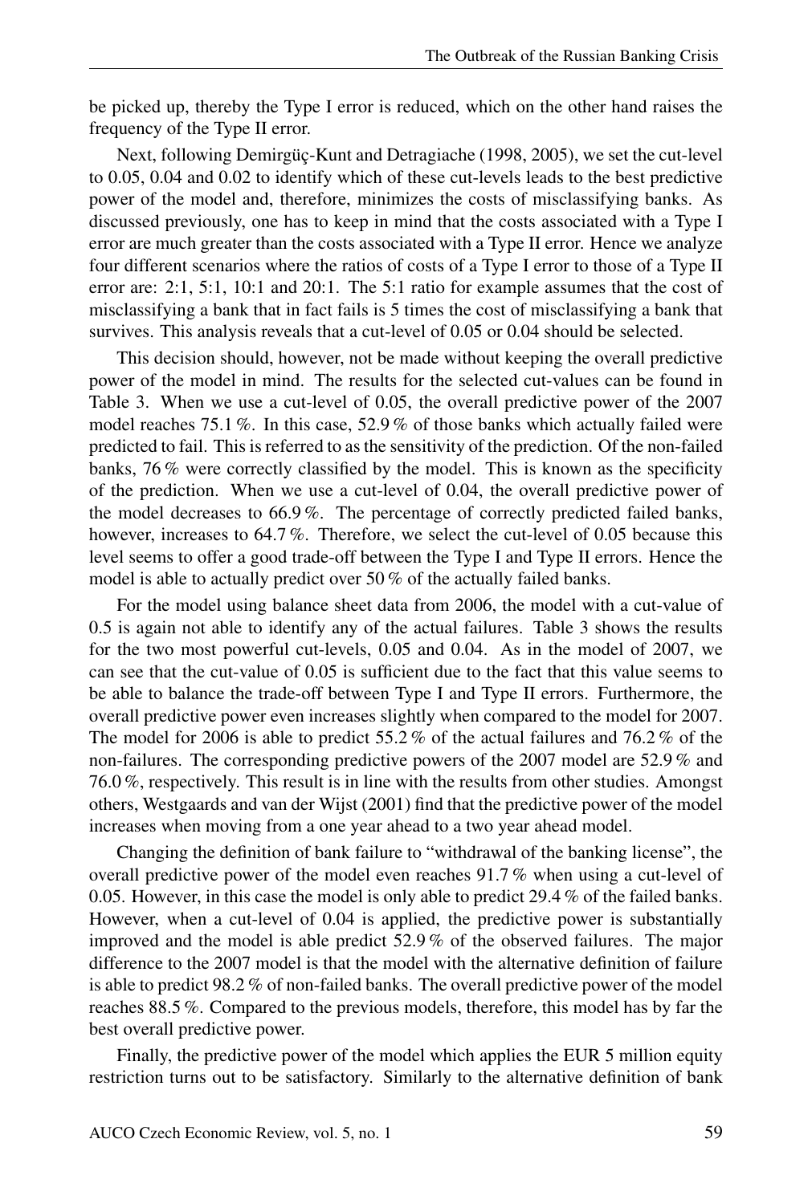be picked up, thereby the Type I error is reduced, which on the other hand raises the frequency of the Type II error.

Next, following Demirgüç-Kunt and Detragiache (1998, 2005), we set the cut-level to 0.05, 0.04 and 0.02 to identify which of these cut-levels leads to the best predictive power of the model and, therefore, minimizes the costs of misclassifying banks. As discussed previously, one has to keep in mind that the costs associated with a Type I error are much greater than the costs associated with a Type II error. Hence we analyze four different scenarios where the ratios of costs of a Type I error to those of a Type II error are: 2:1, 5:1, 10:1 and 20:1. The 5:1 ratio for example assumes that the cost of misclassifying a bank that in fact fails is 5 times the cost of misclassifying a bank that survives. This analysis reveals that a cut-level of 0.05 or 0.04 should be selected.

This decision should, however, not be made without keeping the overall predictive power of the model in mind. The results for the selected cut-values can be found in Table 3. When we use a cut-level of 0.05, the overall predictive power of the 2007 model reaches 75.1 %. In this case, 52.9 % of those banks which actually failed were predicted to fail. This is referred to as the sensitivity of the prediction. Of the non-failed banks, 76 % were correctly classified by the model. This is known as the specificity of the prediction. When we use a cut-level of 0.04, the overall predictive power of the model decreases to 66.9 %. The percentage of correctly predicted failed banks, however, increases to 64.7 %. Therefore, we select the cut-level of 0.05 because this level seems to offer a good trade-off between the Type I and Type II errors. Hence the model is able to actually predict over 50 % of the actually failed banks.

For the model using balance sheet data from 2006, the model with a cut-value of 0.5 is again not able to identify any of the actual failures. Table 3 shows the results for the two most powerful cut-levels, 0.05 and 0.04. As in the model of 2007, we can see that the cut-value of 0.05 is sufficient due to the fact that this value seems to be able to balance the trade-off between Type I and Type II errors. Furthermore, the overall predictive power even increases slightly when compared to the model for 2007. The model for 2006 is able to predict 55.2 % of the actual failures and 76.2 % of the non-failures. The corresponding predictive powers of the 2007 model are 52.9 % and 76.0 %, respectively. This result is in line with the results from other studies. Amongst others, Westgaards and van der Wijst (2001) find that the predictive power of the model increases when moving from a one year ahead to a two year ahead model.

Changing the definition of bank failure to "withdrawal of the banking license", the overall predictive power of the model even reaches 91.7 % when using a cut-level of 0.05. However, in this case the model is only able to predict 29.4 % of the failed banks. However, when a cut-level of 0.04 is applied, the predictive power is substantially improved and the model is able predict 52.9 % of the observed failures. The major difference to the 2007 model is that the model with the alternative definition of failure is able to predict 98.2 % of non-failed banks. The overall predictive power of the model reaches 88.5 %. Compared to the previous models, therefore, this model has by far the best overall predictive power.

Finally, the predictive power of the model which applies the EUR 5 million equity restriction turns out to be satisfactory. Similarly to the alternative definition of bank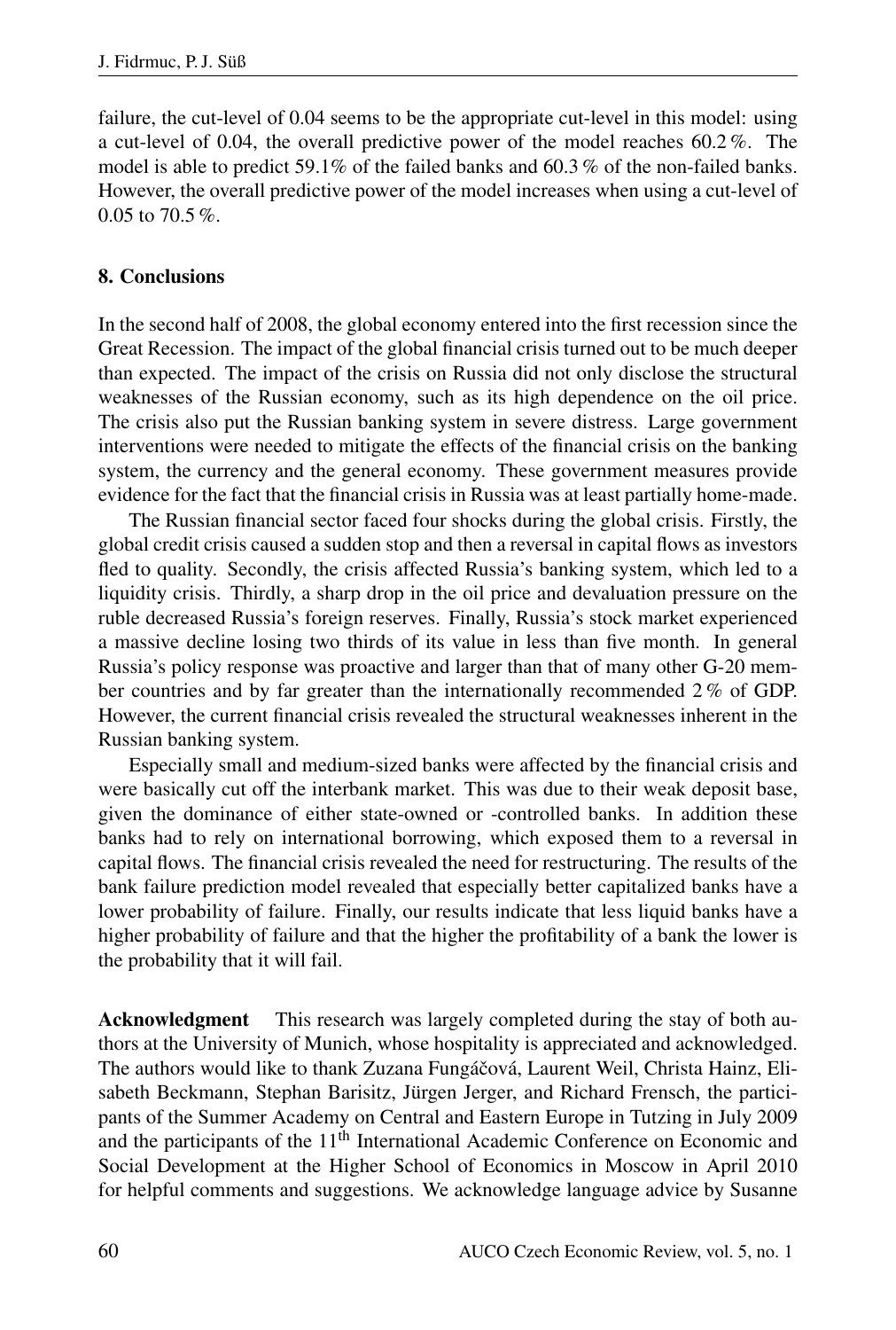failure, the cut-level of 0.04 seems to be the appropriate cut-level in this model: using a cut-level of 0.04, the overall predictive power of the model reaches 60.2 %. The model is able to predict 59.1% of the failed banks and 60.3 % of the non-failed banks. However, the overall predictive power of the model increases when using a cut-level of 0.05 to 70.5 %.

## 8. Conclusions

In the second half of 2008, the global economy entered into the first recession since the Great Recession. The impact of the global financial crisis turned out to be much deeper than expected. The impact of the crisis on Russia did not only disclose the structural weaknesses of the Russian economy, such as its high dependence on the oil price. The crisis also put the Russian banking system in severe distress. Large government interventions were needed to mitigate the effects of the financial crisis on the banking system, the currency and the general economy. These government measures provide evidence for the fact that the financial crisis in Russia was at least partially home-made.

The Russian financial sector faced four shocks during the global crisis. Firstly, the global credit crisis caused a sudden stop and then a reversal in capital flows as investors fled to quality. Secondly, the crisis affected Russia's banking system, which led to a liquidity crisis. Thirdly, a sharp drop in the oil price and devaluation pressure on the ruble decreased Russia's foreign reserves. Finally, Russia's stock market experienced a massive decline losing two thirds of its value in less than five month. In general Russia's policy response was proactive and larger than that of many other G-20 member countries and by far greater than the internationally recommended 2 % of GDP. However, the current financial crisis revealed the structural weaknesses inherent in the Russian banking system.

Especially small and medium-sized banks were affected by the financial crisis and were basically cut off the interbank market. This was due to their weak deposit base, given the dominance of either state-owned or -controlled banks. In addition these banks had to rely on international borrowing, which exposed them to a reversal in capital flows. The financial crisis revealed the need for restructuring. The results of the bank failure prediction model revealed that especially better capitalized banks have a lower probability of failure. Finally, our results indicate that less liquid banks have a higher probability of failure and that the higher the profitability of a bank the lower is the probability that it will fail.

**Acknowledgment** This research was largely completed during the stay of both authors at the University of Munich, whose hospitality is appreciated and acknowledged. The authors would like to thank Zuzana Fungáčová, Laurent Weil, Christa Hainz, Elisabeth Beckmann, Stephan Barisitz, Jürgen Jerger, and Richard Frensch, the participants of the Summer Academy on Central and Eastern Europe in Tutzing in July 2009 and the participants of the 11th International Academic Conference on Economic and Social Development at the Higher School of Economics in Moscow in April 2010 for helpful comments and suggestions. We acknowledge language advice by Susanne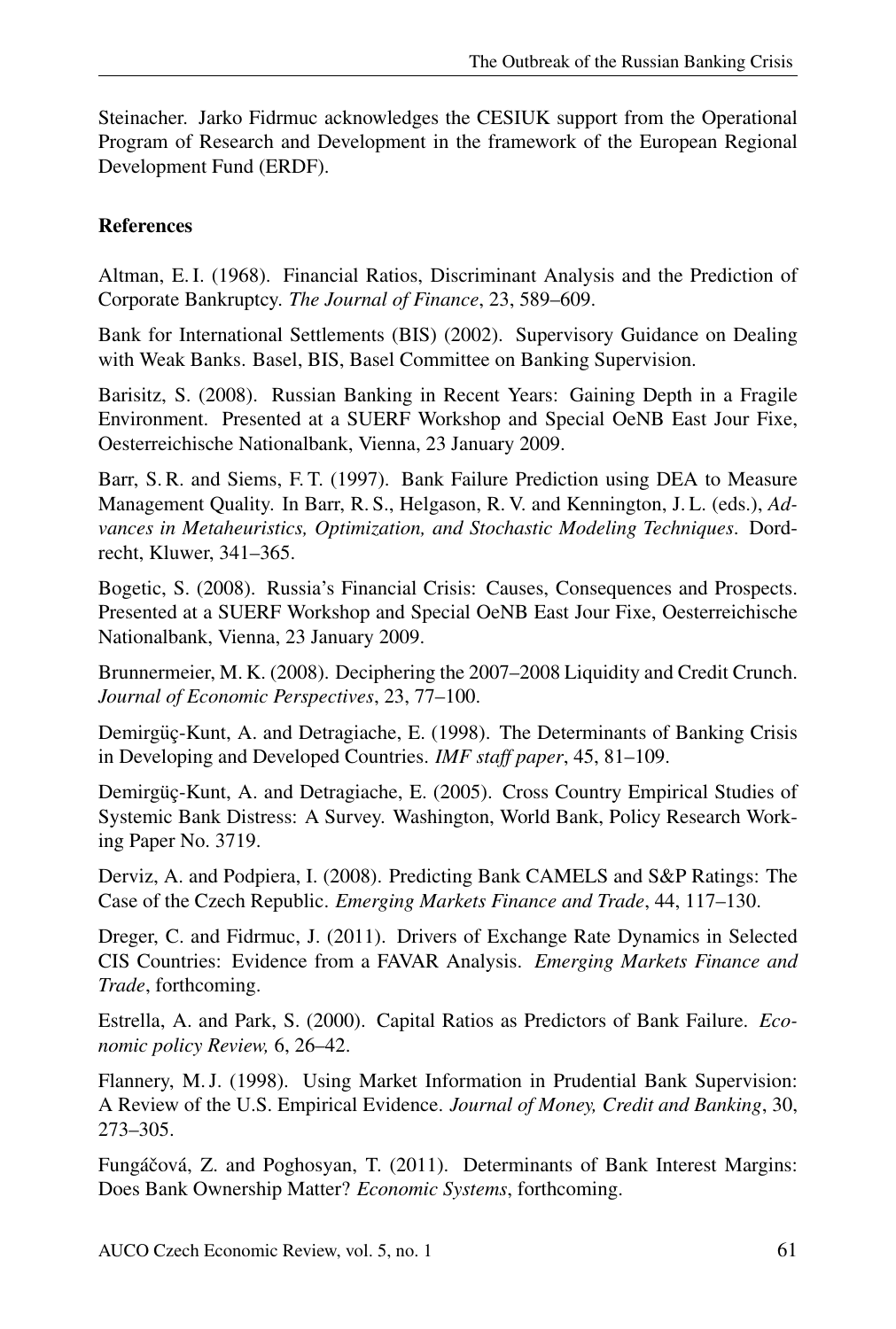Steinacher. Jarko Fidrmuc acknowledges the CESIUK support from the Operational Program of Research and Development in the framework of the European Regional Development Fund (ERDF).

## References

Altman, E. I. (1968). Financial Ratios, Discriminant Analysis and the Prediction of Corporate Bankruptcy. *The Journal of Finance*, 23, 589–609.

Bank for International Settlements (BIS) (2002). Supervisory Guidance on Dealing with Weak Banks. Basel, BIS, Basel Committee on Banking Supervision.

Barisitz, S. (2008). Russian Banking in Recent Years: Gaining Depth in a Fragile Environment. Presented at a SUERF Workshop and Special OeNB East Jour Fixe, Oesterreichische Nationalbank, Vienna, 23 January 2009.

Barr, S. R. and Siems, F. T. (1997). Bank Failure Prediction using DEA to Measure Management Quality. In Barr, R. S., Helgason, R. V. and Kennington, J. L. (eds.), *Advances in Metaheuristics, Optimization, and Stochastic Modeling Techniques*. Dordrecht, Kluwer, 341–365.

Bogetic, S. (2008). Russia's Financial Crisis: Causes, Consequences and Prospects. Presented at a SUERF Workshop and Special OeNB East Jour Fixe, Oesterreichische Nationalbank, Vienna, 23 January 2009.

Brunnermeier, M. K. (2008). Deciphering the 2007–2008 Liquidity and Credit Crunch. *Journal of Economic Perspectives*, 23, 77–100.

Demirgüç-Kunt, A. and Detragiache, E. (1998). The Determinants of Banking Crisis in Developing and Developed Countries. *IMF staff paper*, 45, 81–109.

Demirgüç-Kunt, A. and Detragiache, E. (2005). Cross Country Empirical Studies of Systemic Bank Distress: A Survey. Washington, World Bank, Policy Research Working Paper No. 3719.

Derviz, A. and Podpiera, I. (2008). Predicting Bank CAMELS and S&P Ratings: The Case of the Czech Republic. *Emerging Markets Finance and Trade*, 44, 117–130.

Dreger, C. and Fidrmuc, J. (2011). Drivers of Exchange Rate Dynamics in Selected CIS Countries: Evidence from a FAVAR Analysis. *Emerging Markets Finance and Trade*, forthcoming.

Estrella, A. and Park, S. (2000). Capital Ratios as Predictors of Bank Failure. *Economic policy Review,* 6, 26–42.

Flannery, M. J. (1998). Using Market Information in Prudential Bank Supervision: A Review of the U.S. Empirical Evidence. *Journal of Money, Credit and Banking*, 30, 273–305.

Fungáčová, Z. and Poghosyan, T. (2011). Determinants of Bank Interest Margins: Does Bank Ownership Matter? *Economic Systems*, forthcoming.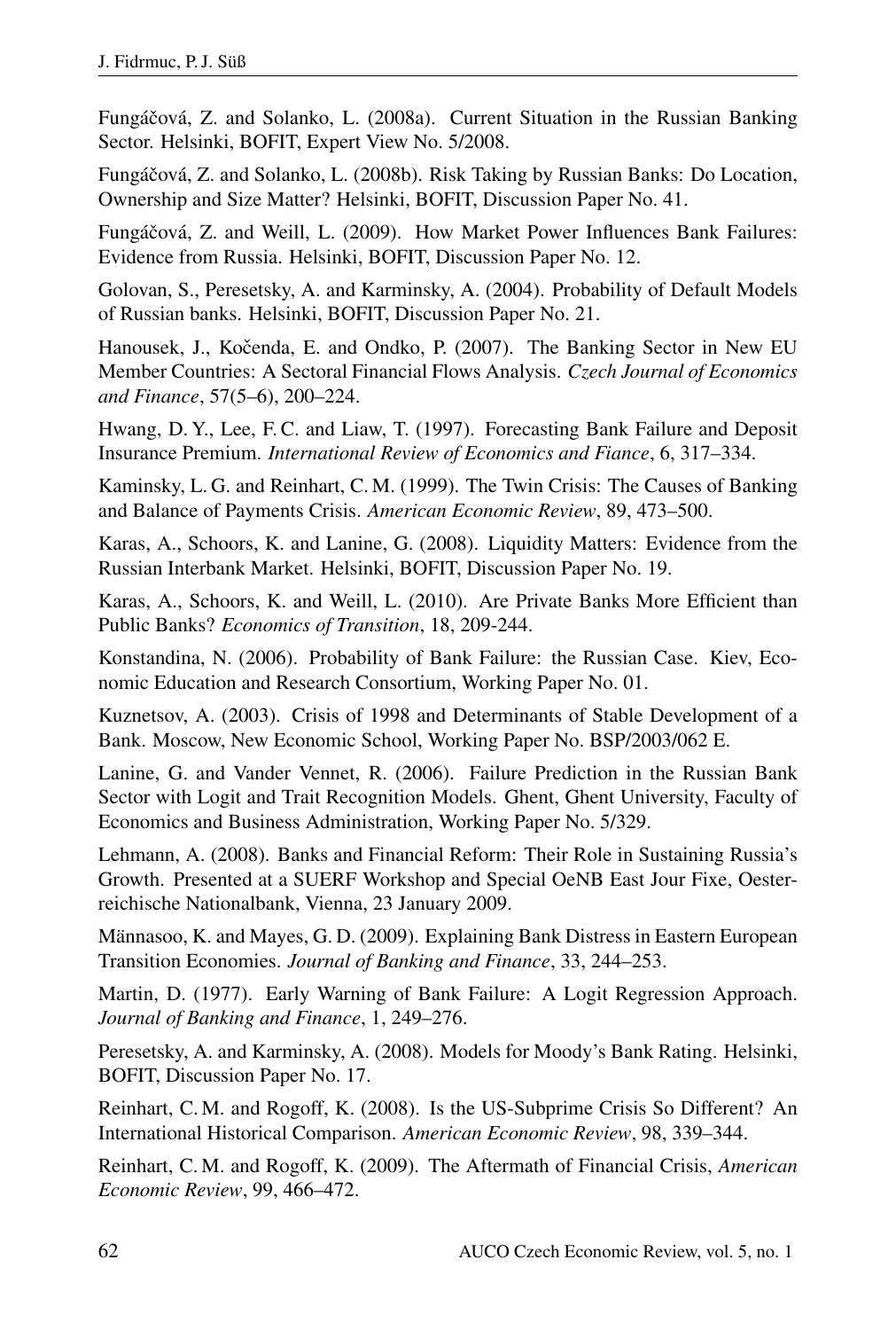Fungáčová, Z. and Solanko, L. (2008a). Current Situation in the Russian Banking Sector. Helsinki, BOFIT, Expert View No. 5/2008.

Fungáčová, Z. and Solanko, L. (2008b). Risk Taking by Russian Banks: Do Location, Ownership and Size Matter? Helsinki, BOFIT, Discussion Paper No. 41.

Fungáčová, Z. and Weill, L. (2009). How Market Power Influences Bank Failures: Evidence from Russia. Helsinki, BOFIT, Discussion Paper No. 12.

Golovan, S., Peresetsky, A. and Karminsky, A. (2004). Probability of Default Models of Russian banks. Helsinki, BOFIT, Discussion Paper No. 21.

Hanousek, J., Kočenda, E. and Ondko, P. (2007). The Banking Sector in New EU Member Countries: A Sectoral Financial Flows Analysis. *Czech Journal of Economics and Finance*, 57(5–6), 200–224.

Hwang, D. Y., Lee, F. C. and Liaw, T. (1997). Forecasting Bank Failure and Deposit Insurance Premium. *International Review of Economics and Fiance*, 6, 317–334.

Kaminsky, L. G. and Reinhart, C. M. (1999). The Twin Crisis: The Causes of Banking and Balance of Payments Crisis. *American Economic Review*, 89, 473–500.

Karas, A., Schoors, K. and Lanine, G. (2008). Liquidity Matters: Evidence from the Russian Interbank Market. Helsinki, BOFIT, Discussion Paper No. 19.

Karas, A., Schoors, K. and Weill, L. (2010). Are Private Banks More Efficient than Public Banks? *Economics of Transition*, 18, 209-244.

Konstandina, N. (2006). Probability of Bank Failure: the Russian Case. Kiev, Economic Education and Research Consortium, Working Paper No. 01.

Kuznetsov, A. (2003). Crisis of 1998 and Determinants of Stable Development of a Bank. Moscow, New Economic School, Working Paper No. BSP/2003/062 E.

Lanine, G. and Vander Vennet, R. (2006). Failure Prediction in the Russian Bank Sector with Logit and Trait Recognition Models. Ghent, Ghent University, Faculty of Economics and Business Administration, Working Paper No. 5/329.

Lehmann, A. (2008). Banks and Financial Reform: Their Role in Sustaining Russia's Growth. Presented at a SUERF Workshop and Special OeNB East Jour Fixe, Oesterreichische Nationalbank, Vienna, 23 January 2009.

Männasoo, K. and Mayes, G. D. (2009). Explaining Bank Distress in Eastern European Transition Economies. *Journal of Banking and Finance*, 33, 244–253.

Martin, D. (1977). Early Warning of Bank Failure: A Logit Regression Approach. *Journal of Banking and Finance*, 1, 249–276.

Peresetsky, A. and Karminsky, A. (2008). Models for Moody's Bank Rating. Helsinki, BOFIT, Discussion Paper No. 17.

Reinhart, C. M. and Rogoff, K. (2008). Is the US-Subprime Crisis So Different? An International Historical Comparison. *American Economic Review*, 98, 339–344.

Reinhart, C. M. and Rogoff, K. (2009). The Aftermath of Financial Crisis, *American Economic Review*, 99, 466–472.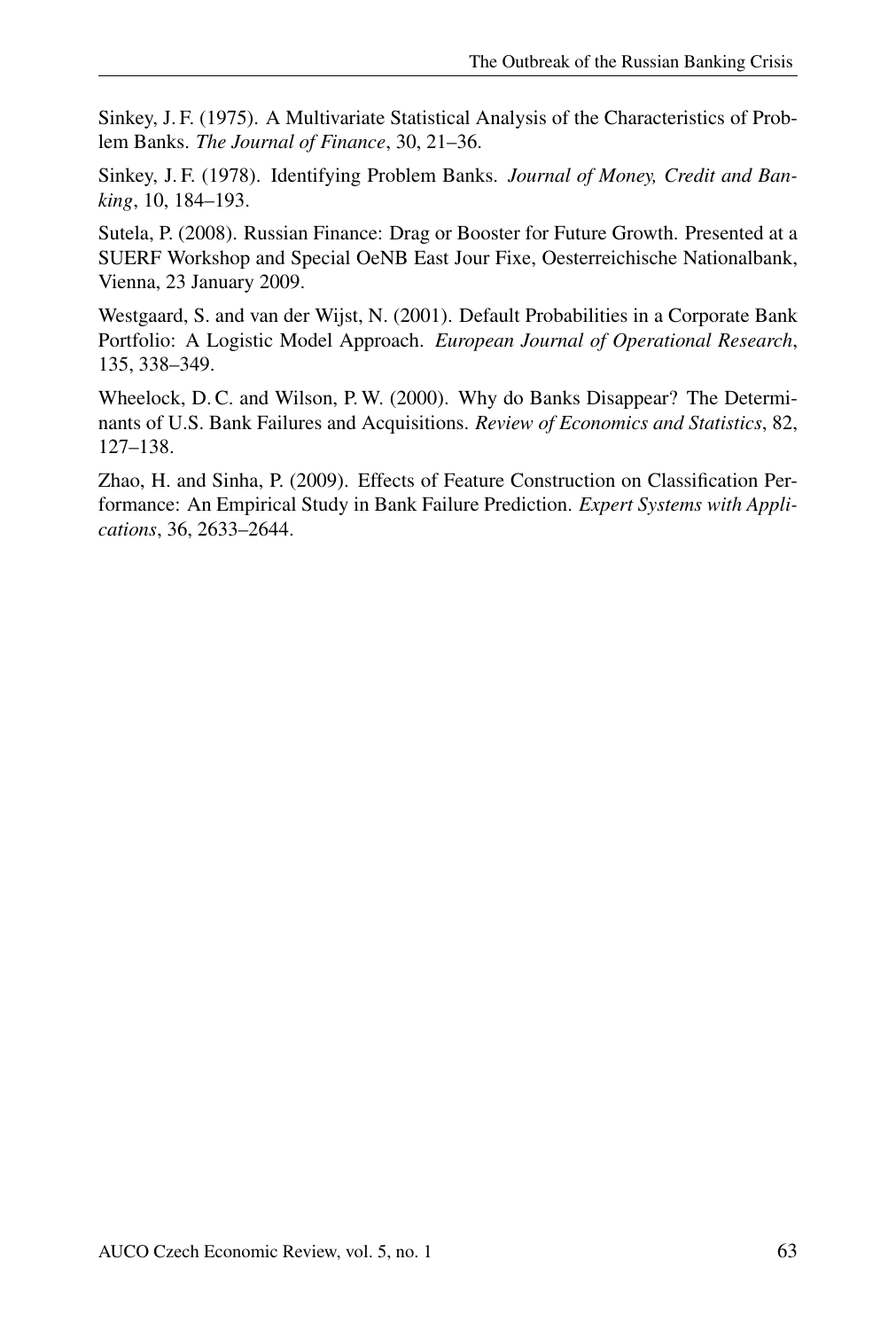Sinkey, J. F. (1975). A Multivariate Statistical Analysis of the Characteristics of Problem Banks. *The Journal of Finance*, 30, 21–36.

Sinkey, J. F. (1978). Identifying Problem Banks. *Journal of Money, Credit and Banking*, 10, 184–193.

Sutela, P. (2008). Russian Finance: Drag or Booster for Future Growth. Presented at a SUERF Workshop and Special OeNB East Jour Fixe, Oesterreichische Nationalbank, Vienna, 23 January 2009.

Westgaard, S. and van der Wijst, N. (2001). Default Probabilities in a Corporate Bank Portfolio: A Logistic Model Approach. *European Journal of Operational Research*, 135, 338–349.

Wheelock, D. C. and Wilson, P. W. (2000). Why do Banks Disappear? The Determinants of U.S. Bank Failures and Acquisitions. *Review of Economics and Statistics*, 82, 127–138.

Zhao, H. and Sinha, P. (2009). Effects of Feature Construction on Classification Performance: An Empirical Study in Bank Failure Prediction. *Expert Systems with Applications*, 36, 2633–2644.